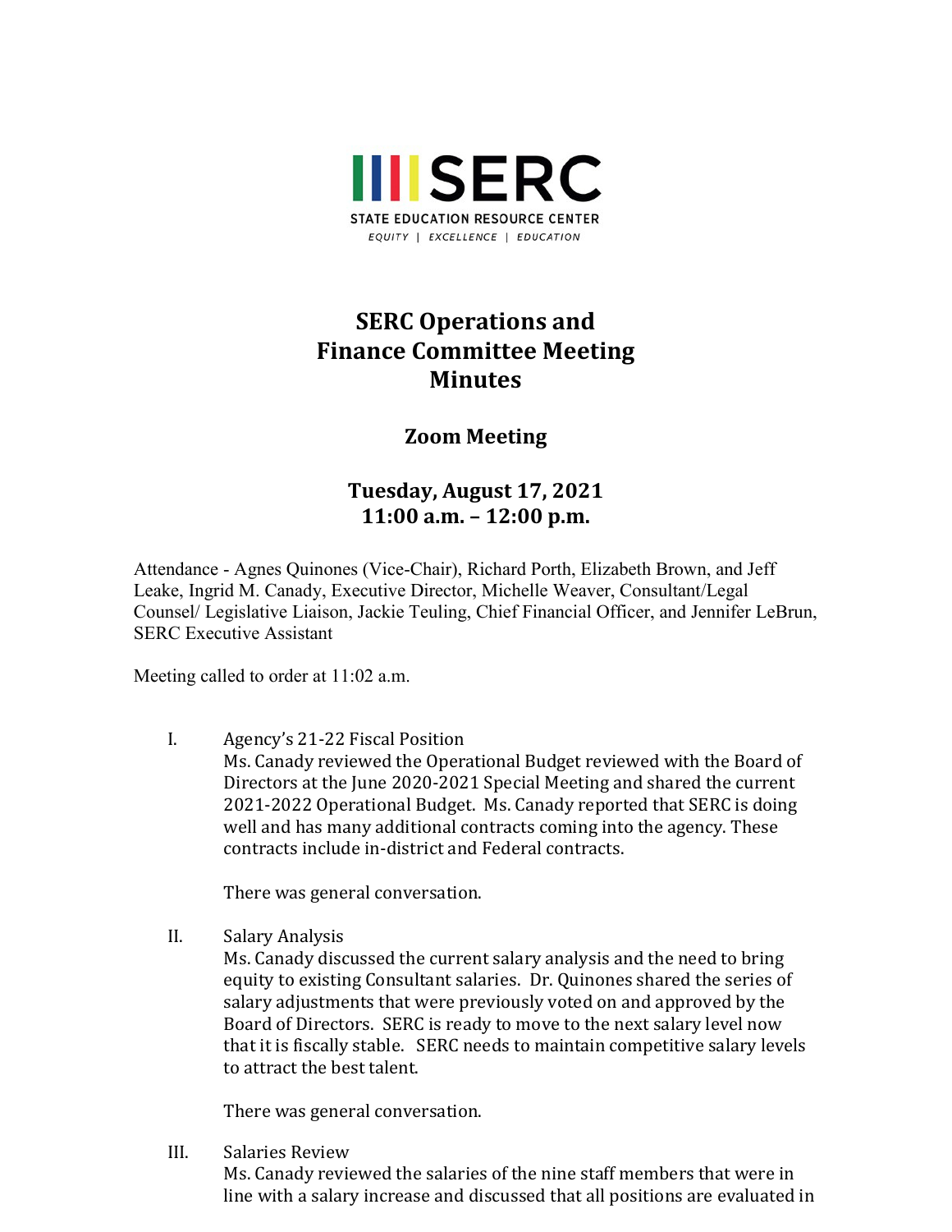SERC

STATE EDUCATION RESOURCE CENTER

*EQUITY | EXCELLENCE | EDUCATION*

# SERC Operations and Finance Committee Meeting Minutes

## Zoom Meeting

## Tuesday, August 17, 2021
## 11:00 a.m. – 12:00 p.m.

Attendance - Agnes Quinones (Vice-Chair), Richard Porth, Elizabeth Brown, and Jeff Leake, Ingrid M. Canady, Executive Director, Michelle Weaver, Consultant/Legal Counsel/ Legislative Liaison, Jackie Teuling, Chief Financial Officer, and Jennifer LeBrun, SERC Executive Assistant

Meeting called to order at 11:02 a.m.

I. Agency's 21-22 Fiscal Position

Ms. Canady reviewed the Operational Budget reviewed with the Board of Directors at the June 2020-2021 Special Meeting and shared the current 2021-2022 Operational Budget. Ms. Canady reported that SERC is doing well and has many additional contracts coming into the agency. These contracts include in-district and Federal contracts.

There was general conversation.

II. Salary Analysis

Ms. Canady discussed the current salary analysis and the need to bring equity to existing Consultant salaries. Dr. Quinones shared the series of salary adjustments that were previously voted on and approved by the Board of Directors. SERC is ready to move to the next salary level now that it is fiscally stable. SERC needs to maintain competitive salary levels to attract the best talent.

There was general conversation.

III. Salaries Review

Ms. Canady reviewed the salaries of the nine staff members that were in line with a salary increase and discussed that all positions are evaluated in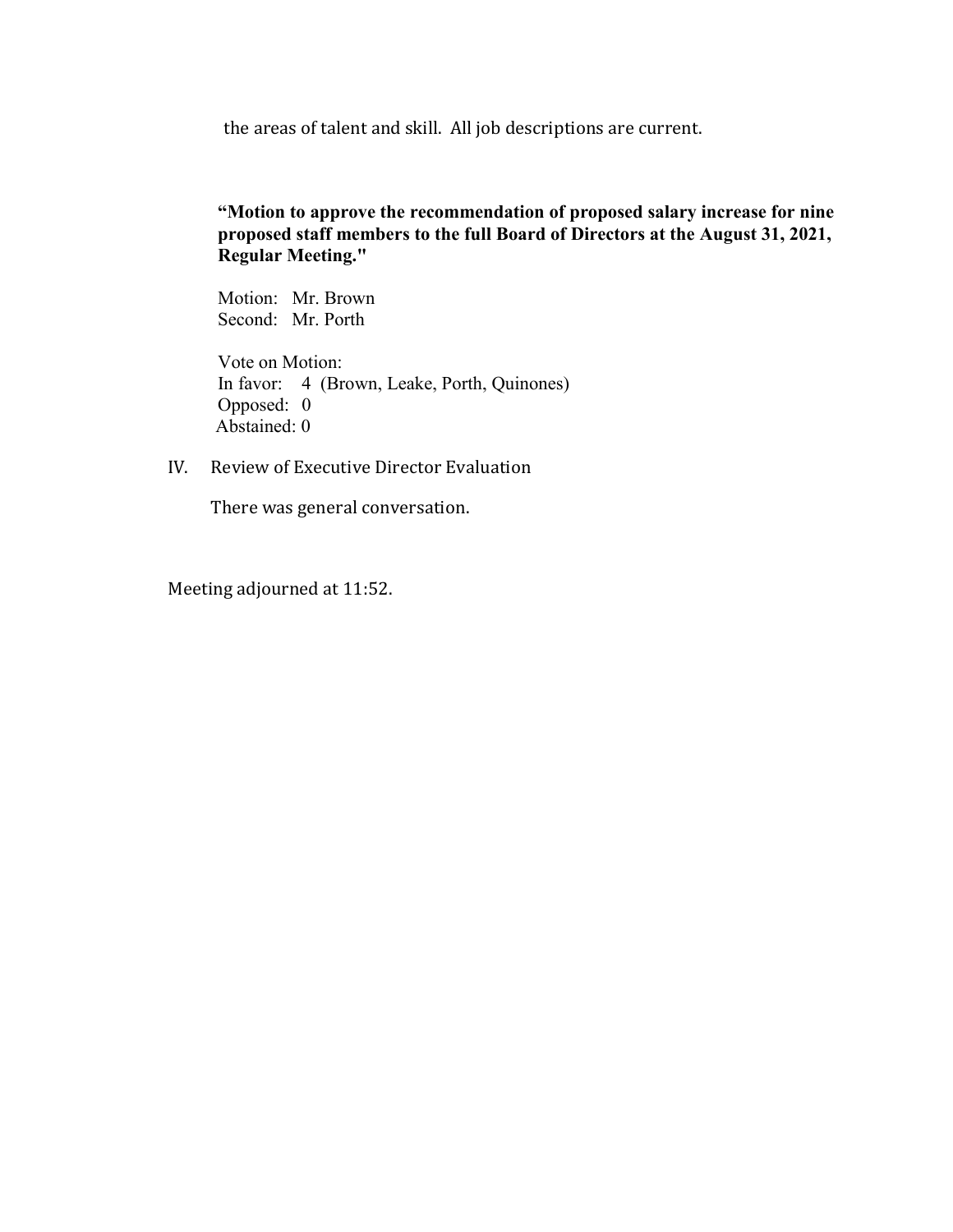the areas of talent and skill. All job descriptions are current.

**"Motion to approve the recommendation of proposed salary increase for nine proposed staff members to the full Board of Directors at the August 31, 2021, Regular Meeting."**

Motion: Mr. Brown
Second: Mr. Porth

Vote on Motion:
In favor: 4 (Brown, Leake, Porth, Quinones)
Opposed: 0
Abstained: 0

IV. Review of Executive Director Evaluation

There was general conversation.

Meeting adjourned at 11:52.